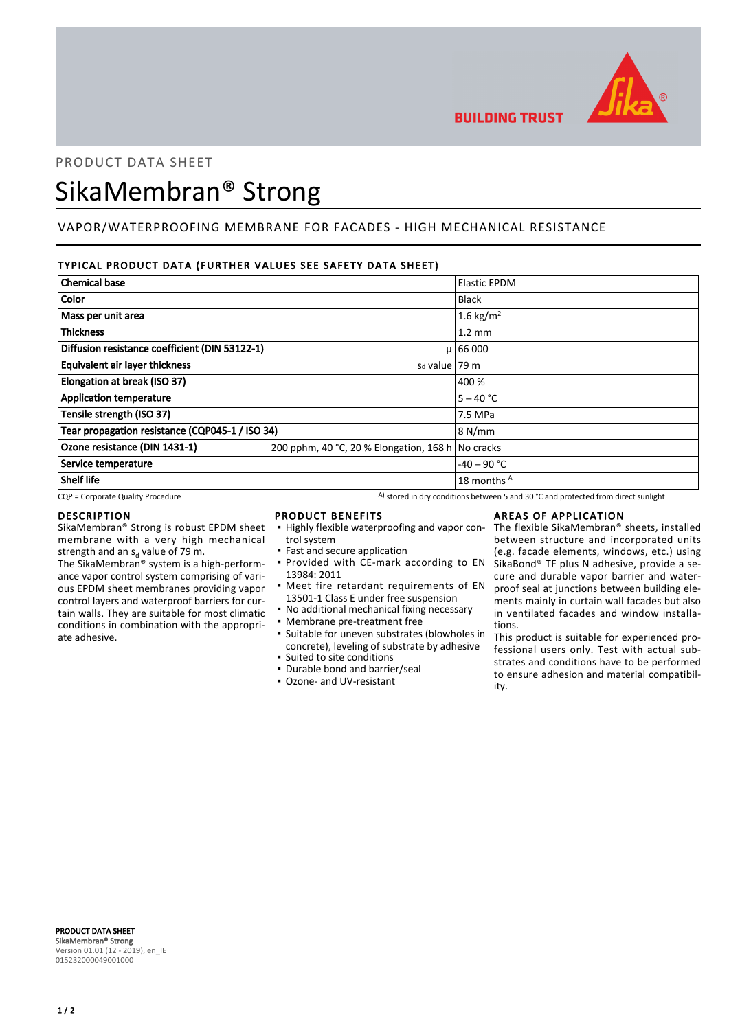BUILDING TRUST

PRODUCT DATA SHEET

# SikaMembran® Strong

## VAPOR/WATERPROOFING MEMBRANE FOR FACADES - HIGH MECHANICAL RESISTANCE

### TYPICAL PRODUCT DATA (FURTHER VALUES SEE SAFETY DATA SHEET)

| Property | | Value |
|---|---|---|
| **Chemical base** | | Elastic EPDM |
| **Color** | | Black |
| **Mass per unit area** | | 1.6 kg/m² |
| **Thickness** | | 1.2 mm |
| **Diffusion resistance coefficient (DIN 53122-1)** | μ | 66 000 |
| **Equivalent air layer thickness** | $s_d$ value | 79 m |
| **Elongation at break (ISO 37)** | | 400 % |
| **Application temperature** | | 5 – 40 °C |
| **Tensile strength (ISO 37)** | | 7.5 MPa |
| **Tear propagation resistance (CQP045-1 / ISO 34)** | | 8 N/mm |
| **Ozone resistance (DIN 1431-1)** | 200 pphm, 40 °C, 20 % Elongation, 168 h | No cracks |
| **Service temperature** | | -40 – 90 °C |
| **Shelf life** | | 18 months [A] |

CQP = Corporate Quality Procedure

A) stored in dry conditions between 5 and 30 °C and protected from direct sunlight

### DESCRIPTION

SikaMembran® Strong is robust EPDM sheet membrane with a very high mechanical strength and an $s_d$ value of 79 m.

The SikaMembran® system is a high-performance vapor control system comprising of various EPDM sheet membranes providing vapor control layers and waterproof barriers for curtain walls. They are suitable for most climatic conditions in combination with the appropriate adhesive.

### PRODUCT BENEFITS

- Highly flexible waterproofing and vapor control system
- Fast and secure application
- Provided with CE-mark according to EN 13984: 2011
- Meet fire retardant requirements of EN 13501-1 Class E under free suspension
- No additional mechanical fixing necessary
- Membrane pre-treatment free
- Suitable for uneven substrates (blowholes in concrete), leveling of substrate by adhesive
- Suited to site conditions
- Durable bond and barrier/seal
- Ozone- and UV-resistant

### AREAS OF APPLICATION

The flexible SikaMembran® sheets, installed between structure and incorporated units (e.g. facade elements, windows, etc.) using SikaBond® TF plus N adhesive, provide a secure and durable vapor barrier and waterproof seal at junctions between building elements mainly in curtain wall facades but also in ventilated facades and window installations.

This product is suitable for experienced professional users only. Test with actual substrates and conditions have to be performed to ensure adhesion and material compatibility.

**PRODUCT DATA SHEET**
**SikaMembran® Strong**
Version 01.01 (12 - 2019), en_IE
015232000049001000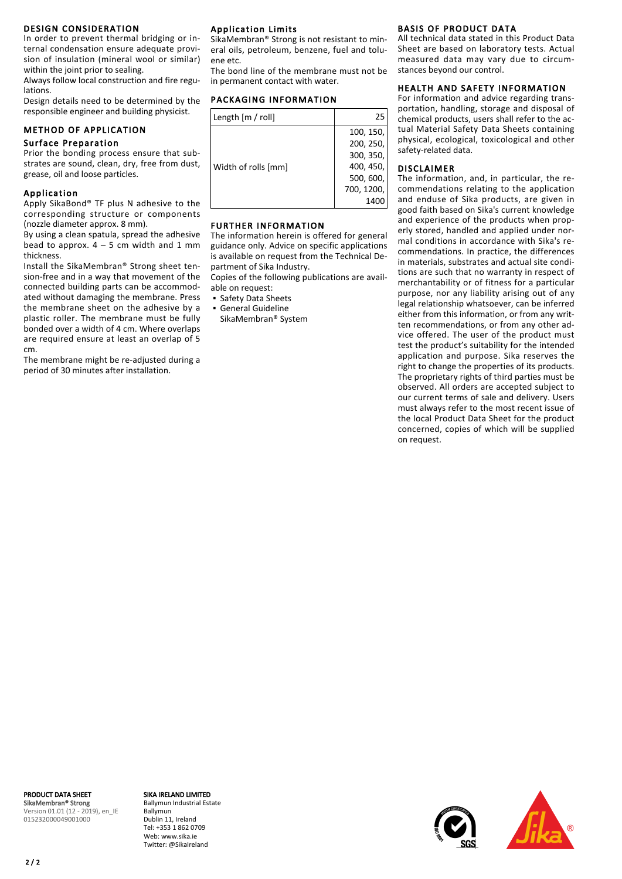## DESIGN CONSIDERATION

In order to prevent thermal bridging or internal condensation ensure adequate provision of insulation (mineral wool or similar) within the joint prior to sealing.

Always follow local construction and fire regulations.

Design details need to be determined by the responsible engineer and building physicist.

## METHOD OF APPLICATION

### Surface Preparation

Prior the bonding process ensure that substrates are sound, clean, dry, free from dust, grease, oil and loose particles.

### Application

Apply SikaBond® TF plus N adhesive to the corresponding structure or components (nozzle diameter approx. 8 mm).

By using a clean spatula, spread the adhesive bead to approx. 4 – 5 cm width and 1 mm thickness.

Install the SikaMembran® Strong sheet tension-free and in a way that movement of the connected building parts can be accommodated without damaging the membrane. Press the membrane sheet on the adhesive by a plastic roller. The membrane must be fully bonded over a width of 4 cm. Where overlaps are required ensure at least an overlap of 5 cm.

The membrane might be re-adjusted during a period of 30 minutes after installation.

### Application Limits

SikaMembran® Strong is not resistant to mineral oils, petroleum, benzene, fuel and toluene etc.

The bond line of the membrane must not be in permanent contact with water.

## PACKAGING INFORMATION

| | |
|---|---|
| Length [m / roll] | 25 |
| Width of rolls [mm] | 100, 150, 200, 250, 300, 350, 400, 450, 500, 600, 700, 1200, 1400 |

## FURTHER INFORMATION

The information herein is offered for general guidance only. Advice on specific applications is available on request from the Technical Department of Sika Industry.

Copies of the following publications are available on request:

- Safety Data Sheets
- General Guideline SikaMembran® System

## BASIS OF PRODUCT DATA

All technical data stated in this Product Data Sheet are based on laboratory tests. Actual measured data may vary due to circumstances beyond our control.

## HEALTH AND SAFETY INFORMATION

For information and advice regarding transportation, handling, storage and disposal of chemical products, users shall refer to the actual Material Safety Data Sheets containing physical, ecological, toxicological and other safety-related data.

## DISCLAIMER

The information, and, in particular, the recommendations relating to the application and enduse of Sika products, are given in good faith based on Sika's current knowledge and experience of the products when properly stored, handled and applied under normal conditions in accordance with Sika's recommendations. In practice, the differences in materials, substrates and actual site conditions are such that no warranty in respect of merchantability or of fitness for a particular purpose, nor any liability arising out of any legal relationship whatsoever, can be inferred either from this information, or from any written recommendations, or from any other advice offered. The user of the product must test the product's suitability for the intended application and purpose. Sika reserves the right to change the properties of its products. The proprietary rights of third parties must be observed. All orders are accepted subject to our current terms of sale and delivery. Users must always refer to the most recent issue of the local Product Data Sheet for the product concerned, copies of which will be supplied on request.

**PRODUCT DATA SHEET**
**SikaMembran® Strong**
Version 01.01 (12 - 2019), en_IE
015232000049001000

**SIKA IRELAND LIMITED**
Ballymun Industrial Estate
Ballymun
Dublin 11, Ireland
Tel: +353 1 862 0709
Web: www.sika.ie
Twitter: @SikaIreland